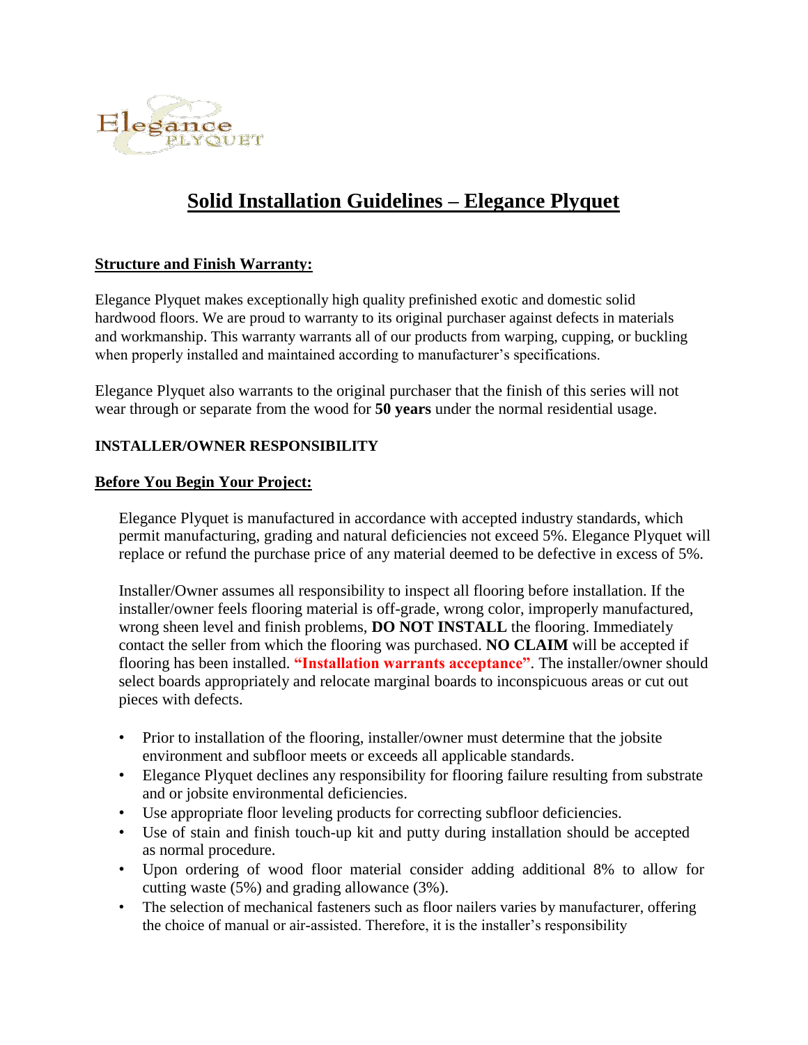# Solid Installation Guidelines – Elegance Plyquet

## Structure and Finish Warranty:

Elegance Plyquet makes exceptionally high quality prefinished exotic and domestic solid hardwood floors. We are proud to warranty to its original purchaser against defects in materials and workmanship. This warranty warrants all of our products from warping, cupping, or buckling when properly installed and maintained according to manufacturer's specifications.

Elegance Plyquet also warrants to the original purchaser that the finish of this series will not wear through or separate from the wood for **50 years** under the normal residential usage.

**INSTALLER/OWNER RESPONSIBILITY**

## Before You Begin Your Project:

Elegance Plyquet is manufactured in accordance with accepted industry standards, which permit manufacturing, grading and natural deficiencies not exceed 5%. Elegance Plyquet will replace or refund the purchase price of any material deemed to be defective in excess of 5%.

Installer/Owner assumes all responsibility to inspect all flooring before installation. If the installer/owner feels flooring material is off-grade, wrong color, improperly manufactured, wrong sheen level and finish problems, **DO NOT INSTALL** the flooring. Immediately contact the seller from which the flooring was purchased. **NO CLAIM** will be accepted if flooring has been installed. **"Installation warrants acceptance"**. The installer/owner should select boards appropriately and relocate marginal boards to inconspicuous areas or cut out pieces with defects.

- Prior to installation of the flooring, installer/owner must determine that the jobsite environment and subfloor meets or exceeds all applicable standards.
- Elegance Plyquet declines any responsibility for flooring failure resulting from substrate and or jobsite environmental deficiencies.
- Use appropriate floor leveling products for correcting subfloor deficiencies.
- Use of stain and finish touch-up kit and putty during installation should be accepted as normal procedure.
- Upon ordering of wood floor material consider adding additional 8% to allow for cutting waste (5%) and grading allowance (3%).
- The selection of mechanical fasteners such as floor nailers varies by manufacturer, offering the choice of manual or air-assisted. Therefore, it is the installer's responsibility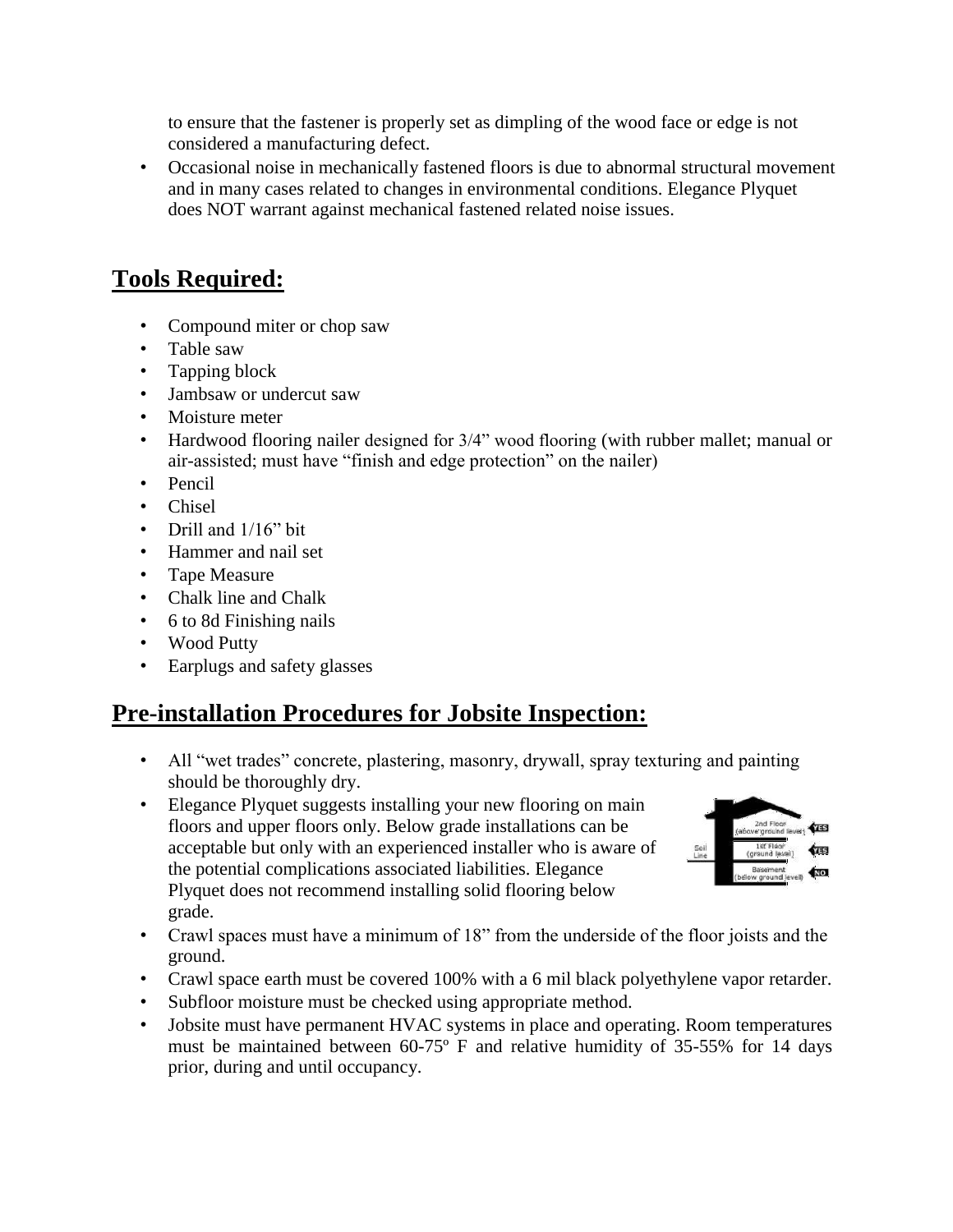to ensure that the fastener is properly set as dimpling of the wood face or edge is not considered a manufacturing defect.

- Occasional noise in mechanically fastened floors is due to abnormal structural movement and in many cases related to changes in environmental conditions. Elegance Plyquet does NOT warrant against mechanical fastened related noise issues.

## **Tools Required:**

- Compound miter or chop saw
- Table saw
- Tapping block
- Jambsaw or undercut saw
- Moisture meter
- Hardwood flooring nailer designed for 3/4" wood flooring (with rubber mallet; manual or air-assisted; must have "finish and edge protection" on the nailer)
- Pencil
- Chisel
- Drill and 1/16" bit
- Hammer and nail set
- Tape Measure
- Chalk line and Chalk
- 6 to 8d Finishing nails
- Wood Putty
- Earplugs and safety glasses

## **Pre-installation Procedures for Jobsite Inspection:**

- All "wet trades" concrete, plastering, masonry, drywall, spray texturing and painting should be thoroughly dry.
- Elegance Plyquet suggests installing your new flooring on main floors and upper floors only. Below grade installations can be acceptable but only with an experienced installer who is aware of the potential complications associated liabilities. Elegance Plyquet does not recommend installing solid flooring below grade.
- Crawl spaces must have a minimum of 18" from the underside of the floor joists and the ground.
- Crawl space earth must be covered 100% with a 6 mil black polyethylene vapor retarder.
- Subfloor moisture must be checked using appropriate method.
- Jobsite must have permanent HVAC systems in place and operating. Room temperatures must be maintained between 60-75º F and relative humidity of 35-55% for 14 days prior, during and until occupancy.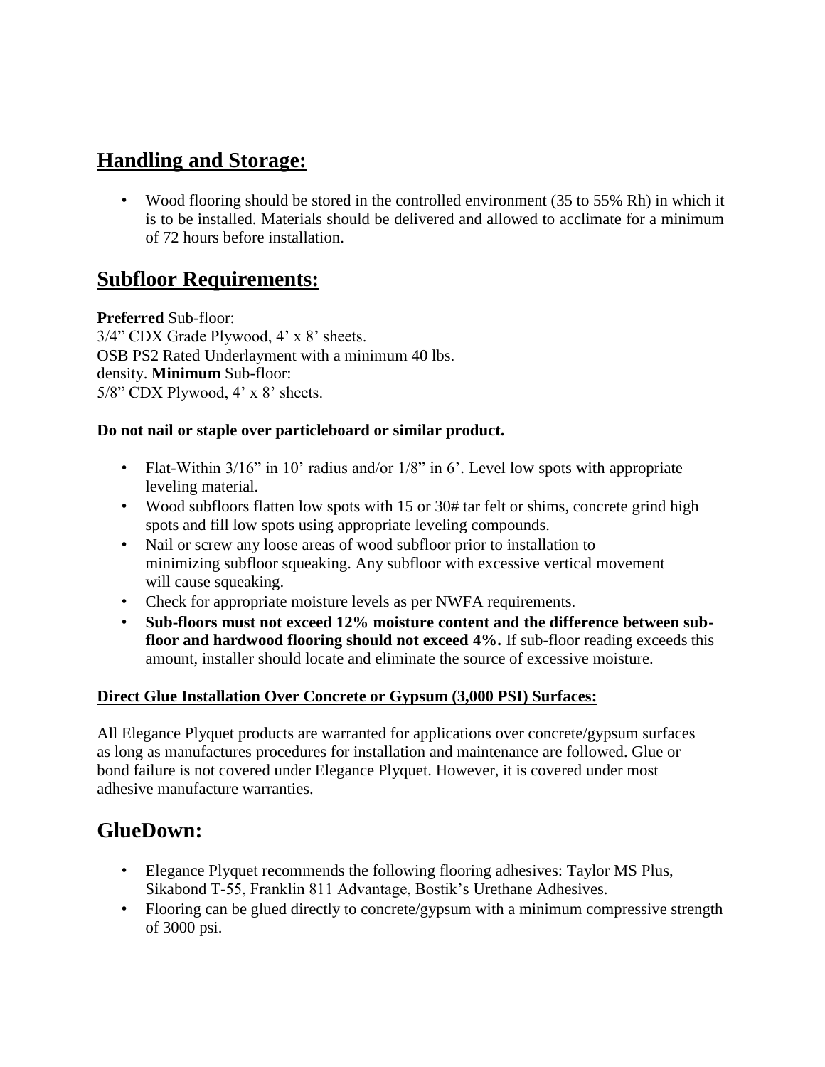## Handling and Storage:

- Wood flooring should be stored in the controlled environment (35 to 55% Rh) in which it is to be installed. Materials should be delivered and allowed to acclimate for a minimum of 72 hours before installation.

## Subfloor Requirements:

**Preferred** Sub-floor:
3/4" CDX Grade Plywood, 4' x 8' sheets.
OSB PS2 Rated Underlayment with a minimum 40 lbs.
density. **Minimum** Sub-floor:
5/8" CDX Plywood, 4' x 8' sheets.

**Do not nail or staple over particleboard or similar product.**

- Flat-Within 3/16" in 10' radius and/or 1/8" in 6'. Level low spots with appropriate leveling material.
- Wood subfloors flatten low spots with 15 or 30# tar felt or shims, concrete grind high spots and fill low spots using appropriate leveling compounds.
- Nail or screw any loose areas of wood subfloor prior to installation to minimizing subfloor squeaking. Any subfloor with excessive vertical movement will cause squeaking.
- Check for appropriate moisture levels as per NWFA requirements.
- **Sub-floors must not exceed 12% moisture content and the difference between sub-floor and hardwood flooring should not exceed 4%.** If sub-floor reading exceeds this amount, installer should locate and eliminate the source of excessive moisture.

**Direct Glue Installation Over Concrete or Gypsum (3,000 PSI) Surfaces:**

All Elegance Plyquet products are warranted for applications over concrete/gypsum surfaces as long as manufactures procedures for installation and maintenance are followed. Glue or bond failure is not covered under Elegance Plyquet. However, it is covered under most adhesive manufacture warranties.

## GlueDown:

- Elegance Plyquet recommends the following flooring adhesives: Taylor MS Plus, Sikabond T-55, Franklin 811 Advantage, Bostik's Urethane Adhesives.
- Flooring can be glued directly to concrete/gypsum with a minimum compressive strength of 3000 psi.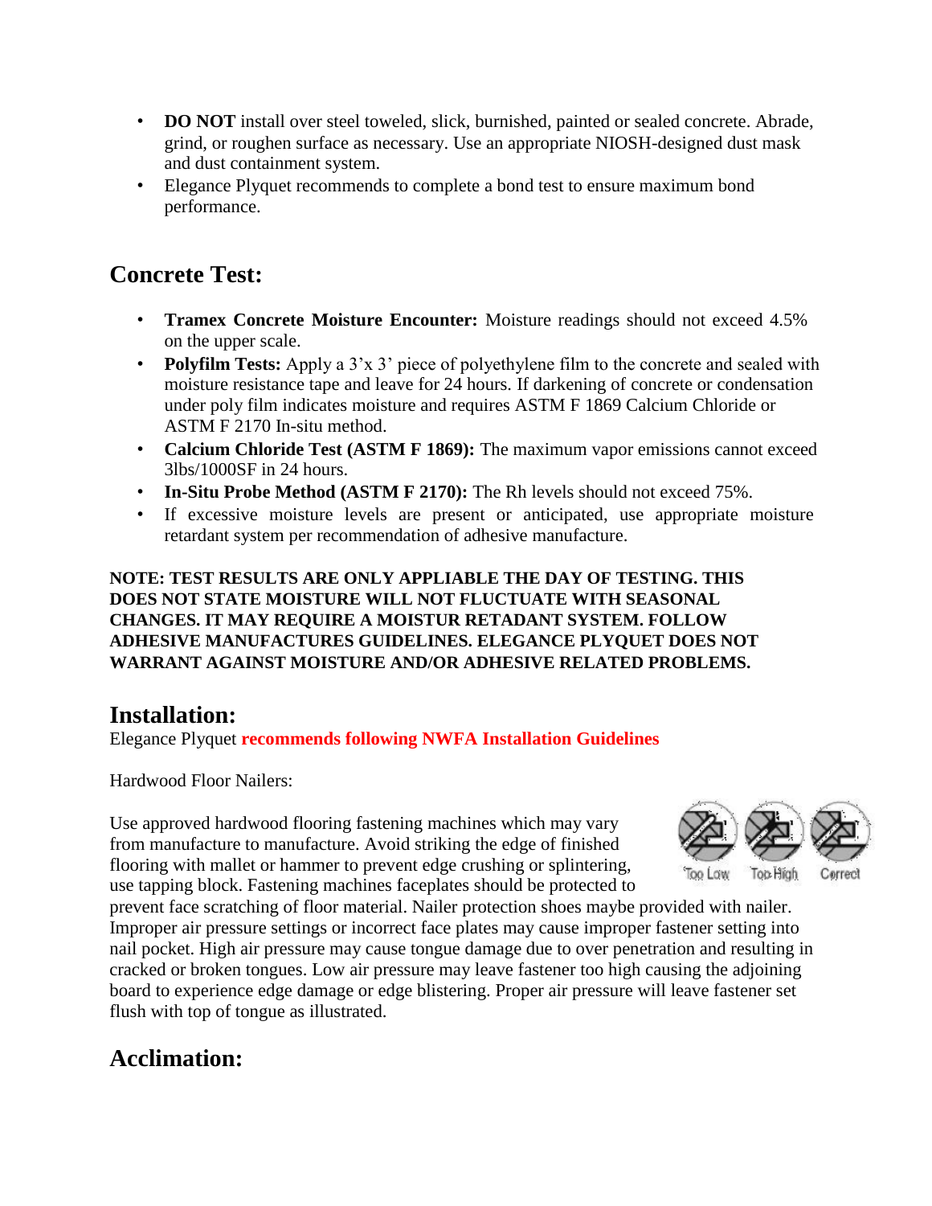- **DO NOT** install over steel toweled, slick, burnished, painted or sealed concrete. Abrade, grind, or roughen surface as necessary. Use an appropriate NIOSH-designed dust mask and dust containment system.
- Elegance Plyquet recommends to complete a bond test to ensure maximum bond performance.

## Concrete Test:

- **Tramex Concrete Moisture Encounter:** Moisture readings should not exceed 4.5% on the upper scale.
- **Polyfilm Tests:** Apply a 3'x 3' piece of polyethylene film to the concrete and sealed with moisture resistance tape and leave for 24 hours. If darkening of concrete or condensation under poly film indicates moisture and requires ASTM F 1869 Calcium Chloride or ASTM F 2170 In-situ method.
- **Calcium Chloride Test (ASTM F 1869):** The maximum vapor emissions cannot exceed 3lbs/1000SF in 24 hours.
- **In-Situ Probe Method (ASTM F 2170):** The Rh levels should not exceed 75%.
- If excessive moisture levels are present or anticipated, use appropriate moisture retardant system per recommendation of adhesive manufacture.

**NOTE: TEST RESULTS ARE ONLY APPLIABLE THE DAY OF TESTING. THIS DOES NOT STATE MOISTURE WILL NOT FLUCTUATE WITH SEASONAL CHANGES. IT MAY REQUIRE A MOISTUR RETADANT SYSTEM. FOLLOW ADHESIVE MANUFACTURES GUIDELINES. ELEGANCE PLYQUET DOES NOT WARRANT AGAINST MOISTURE AND/OR ADHESIVE RELATED PROBLEMS.**

## Installation:

Elegance Plyquet **recommends following NWFA Installation Guidelines**

Hardwood Floor Nailers:

Too Low Too High Correct

Use approved hardwood flooring fastening machines which may vary from manufacture to manufacture. Avoid striking the edge of finished flooring with mallet or hammer to prevent edge crushing or splintering, use tapping block. Fastening machines faceplates should be protected to prevent face scratching of floor material. Nailer protection shoes maybe provided with nailer. Improper air pressure settings or incorrect face plates may cause improper fastener setting into nail pocket. High air pressure may cause tongue damage due to over penetration and resulting in cracked or broken tongues. Low air pressure may leave fastener too high causing the adjoining board to experience edge damage or edge blistering. Proper air pressure will leave fastener set flush with top of tongue as illustrated.

## Acclimation: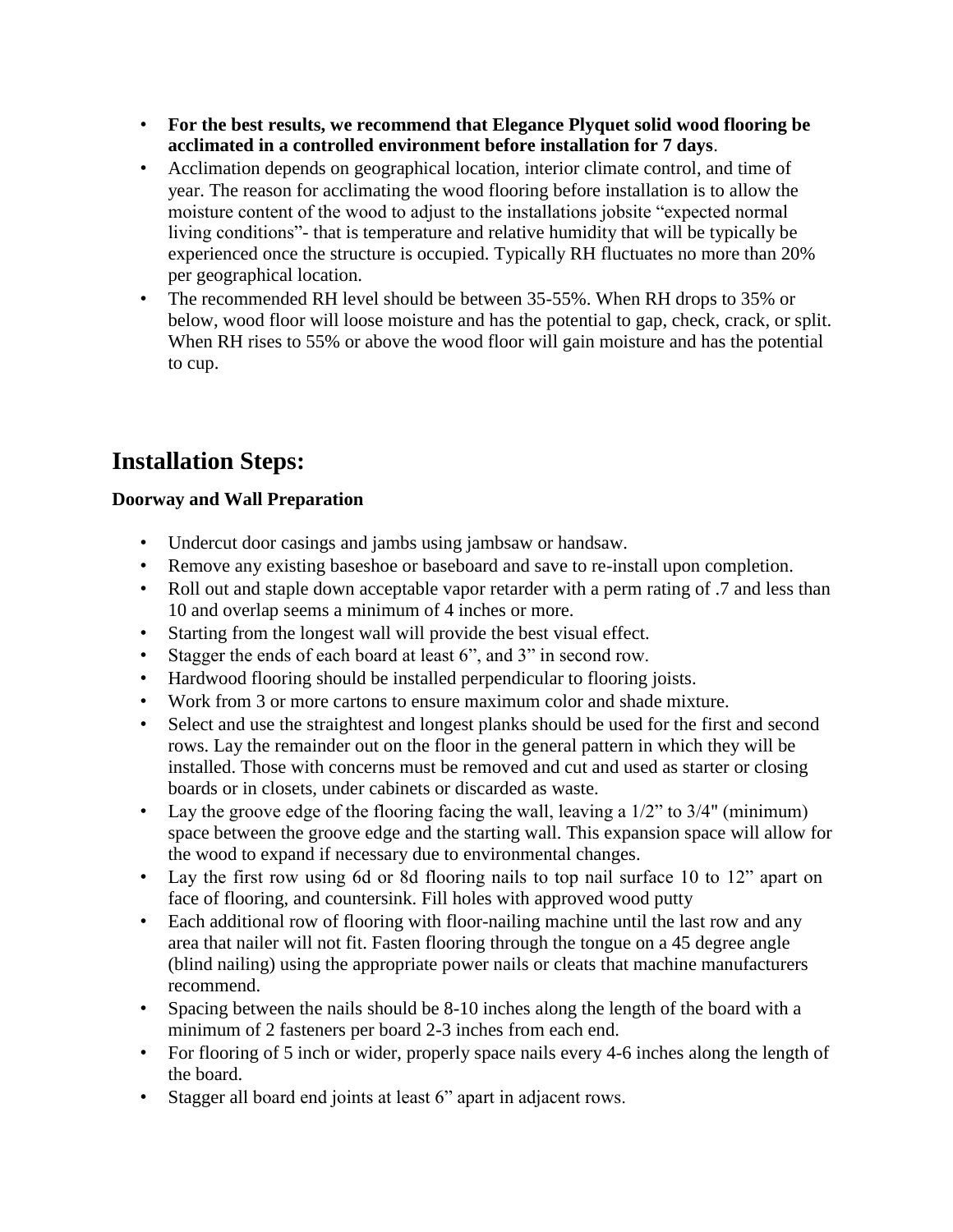- **For the best results, we recommend that Elegance Plyquet solid wood flooring be acclimated in a controlled environment before installation for 7 days**.
- Acclimation depends on geographical location, interior climate control, and time of year. The reason for acclimating the wood flooring before installation is to allow the moisture content of the wood to adjust to the installations jobsite "expected normal living conditions"- that is temperature and relative humidity that will be typically be experienced once the structure is occupied. Typically RH fluctuates no more than 20% per geographical location.
- The recommended RH level should be between 35-55%. When RH drops to 35% or below, wood floor will loose moisture and has the potential to gap, check, crack, or split. When RH rises to 55% or above the wood floor will gain moisture and has the potential to cup.

## Installation Steps:

**Doorway and Wall Preparation**

- Undercut door casings and jambs using jambsaw or handsaw.
- Remove any existing baseshoe or baseboard and save to re-install upon completion.
- Roll out and staple down acceptable vapor retarder with a perm rating of .7 and less than 10 and overlap seems a minimum of 4 inches or more.
- Starting from the longest wall will provide the best visual effect.
- Stagger the ends of each board at least 6", and 3" in second row.
- Hardwood flooring should be installed perpendicular to flooring joists.
- Work from 3 or more cartons to ensure maximum color and shade mixture.
- Select and use the straightest and longest planks should be used for the first and second rows. Lay the remainder out on the floor in the general pattern in which they will be installed. Those with concerns must be removed and cut and used as starter or closing boards or in closets, under cabinets or discarded as waste.
- Lay the groove edge of the flooring facing the wall, leaving a 1/2" to 3/4" (minimum) space between the groove edge and the starting wall. This expansion space will allow for the wood to expand if necessary due to environmental changes.
- Lay the first row using 6d or 8d flooring nails to top nail surface 10 to 12" apart on face of flooring, and countersink. Fill holes with approved wood putty
- Each additional row of flooring with floor-nailing machine until the last row and any area that nailer will not fit. Fasten flooring through the tongue on a 45 degree angle (blind nailing) using the appropriate power nails or cleats that machine manufacturers recommend.
- Spacing between the nails should be 8-10 inches along the length of the board with a minimum of 2 fasteners per board 2-3 inches from each end.
- For flooring of 5 inch or wider, properly space nails every 4-6 inches along the length of the board.
- Stagger all board end joints at least 6" apart in adjacent rows.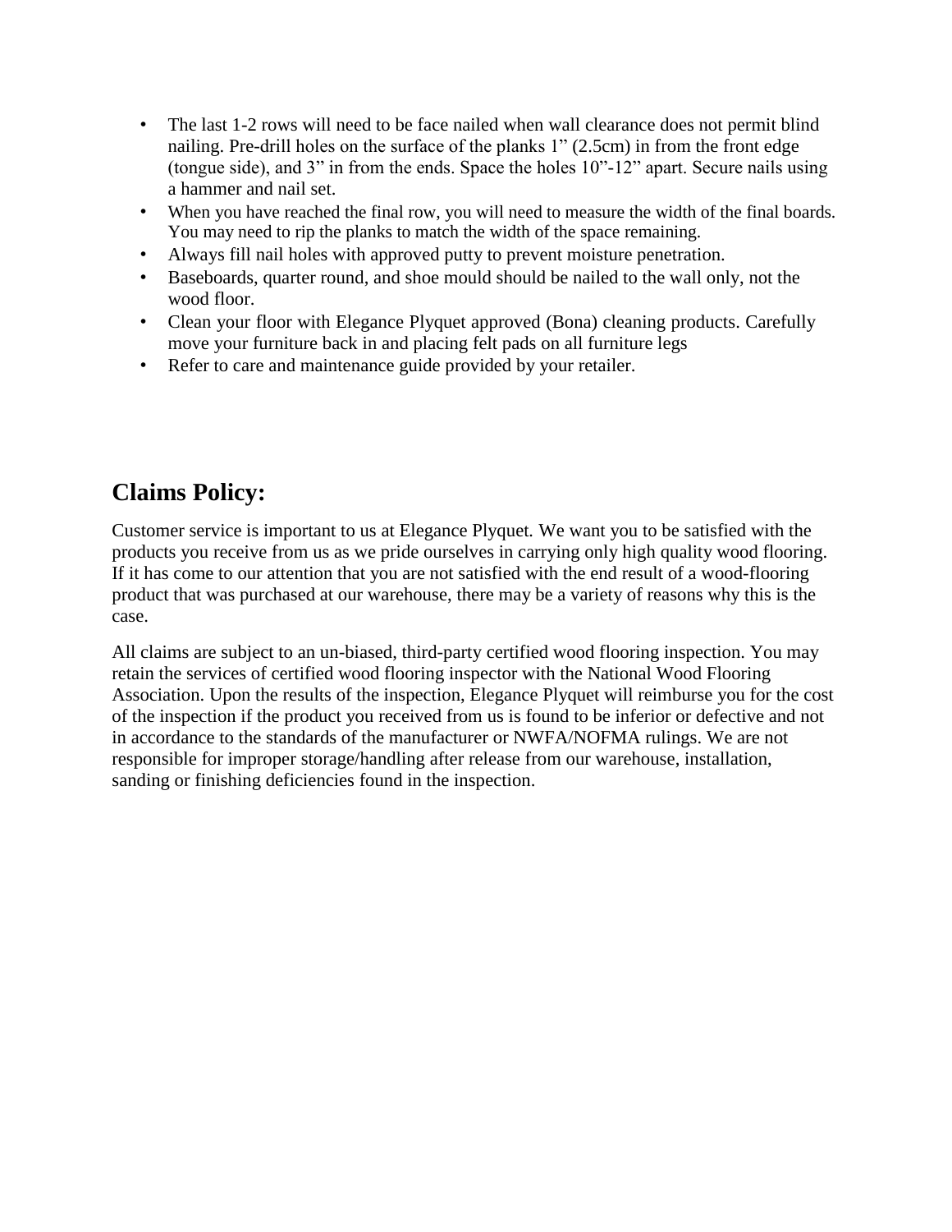- The last 1-2 rows will need to be face nailed when wall clearance does not permit blind nailing. Pre-drill holes on the surface of the planks 1” (2.5cm) in from the front edge (tongue side), and 3” in from the ends. Space the holes 10”-12” apart. Secure nails using a hammer and nail set.
- When you have reached the final row, you will need to measure the width of the final boards. You may need to rip the planks to match the width of the space remaining.
- Always fill nail holes with approved putty to prevent moisture penetration.
- Baseboards, quarter round, and shoe mould should be nailed to the wall only, not the wood floor.
- Clean your floor with Elegance Plyquet approved (Bona) cleaning products. Carefully move your furniture back in and placing felt pads on all furniture legs
- Refer to care and maintenance guide provided by your retailer.

## Claims Policy:

Customer service is important to us at Elegance Plyquet. We want you to be satisfied with the products you receive from us as we pride ourselves in carrying only high quality wood flooring. If it has come to our attention that you are not satisfied with the end result of a wood-flooring product that was purchased at our warehouse, there may be a variety of reasons why this is the case.

All claims are subject to an un-biased, third-party certified wood flooring inspection. You may retain the services of certified wood flooring inspector with the National Wood Flooring Association. Upon the results of the inspection, Elegance Plyquet will reimburse you for the cost of the inspection if the product you received from us is found to be inferior or defective and not in accordance to the standards of the manufacturer or NWFA/NOFMA rulings. We are not responsible for improper storage/handling after release from our warehouse, installation, sanding or finishing deficiencies found in the inspection.